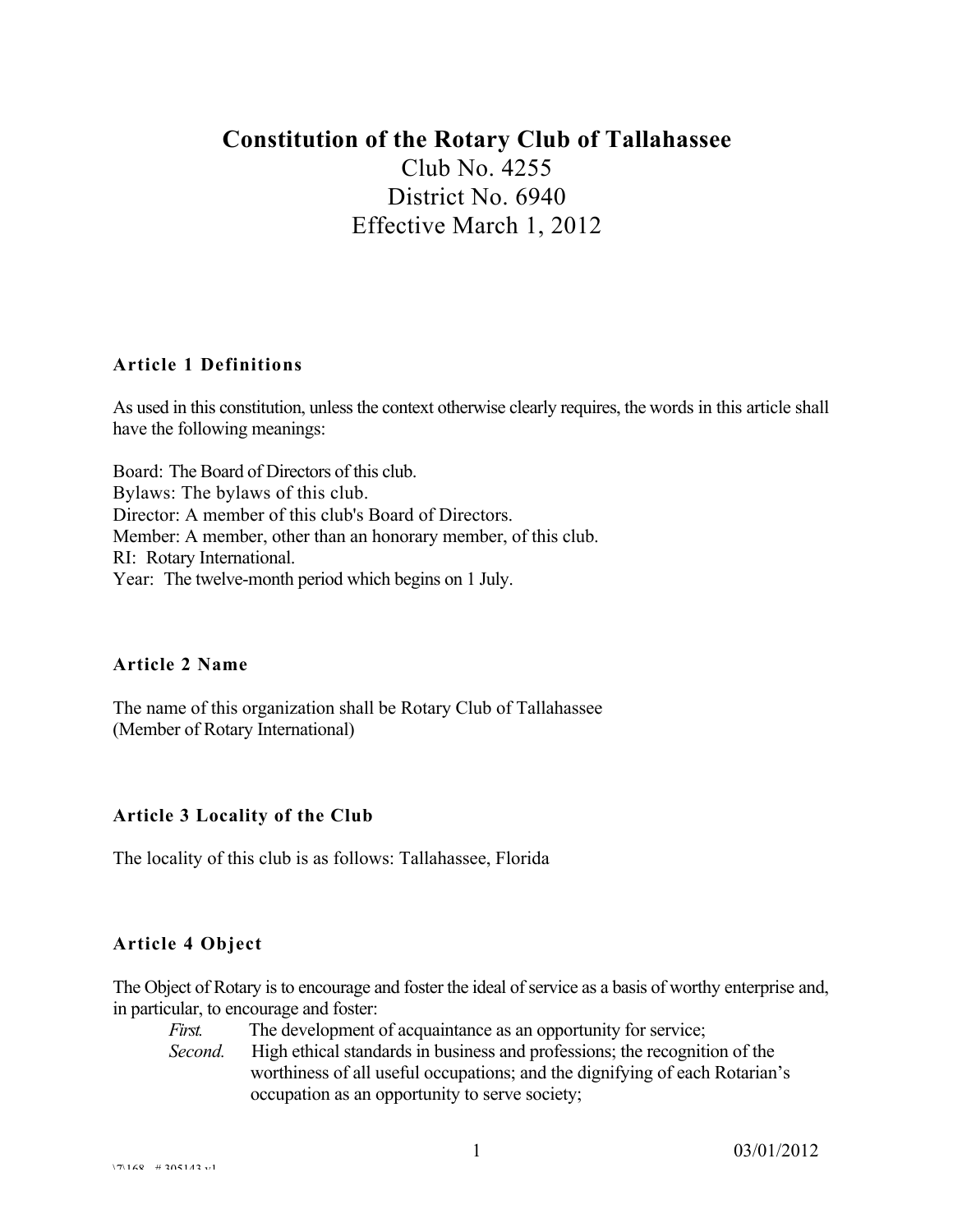# Constitution of the Rotary Club of Tallahassee

Club No. 4255

District No. 6940

Effective March 1, 2012

## Article 1 Definitions

As used in this constitution, unless the context otherwise clearly requires, the words in this article shall have the following meanings:

Board: The Board of Directors of this club.
Bylaws: The bylaws of this club.
Director: A member of this club's Board of Directors.
Member: A member, other than an honorary member, of this club.
RI: Rotary International.
Year: The twelve-month period which begins on 1 July.

## Article 2 Name

The name of this organization shall be Rotary Club of Tallahassee
(Member of Rotary International)

## Article 3 Locality of the Club

The locality of this club is as follows: Tallahassee, Florida

## Article 4 Object

The Object of Rotary is to encourage and foster the ideal of service as a basis of worthy enterprise and, in particular, to encourage and foster:

*First.* The development of acquaintance as an opportunity for service;

*Second.* High ethical standards in business and professions; the recognition of the worthiness of all useful occupations; and the dignifying of each Rotarian's occupation as an opportunity to serve society;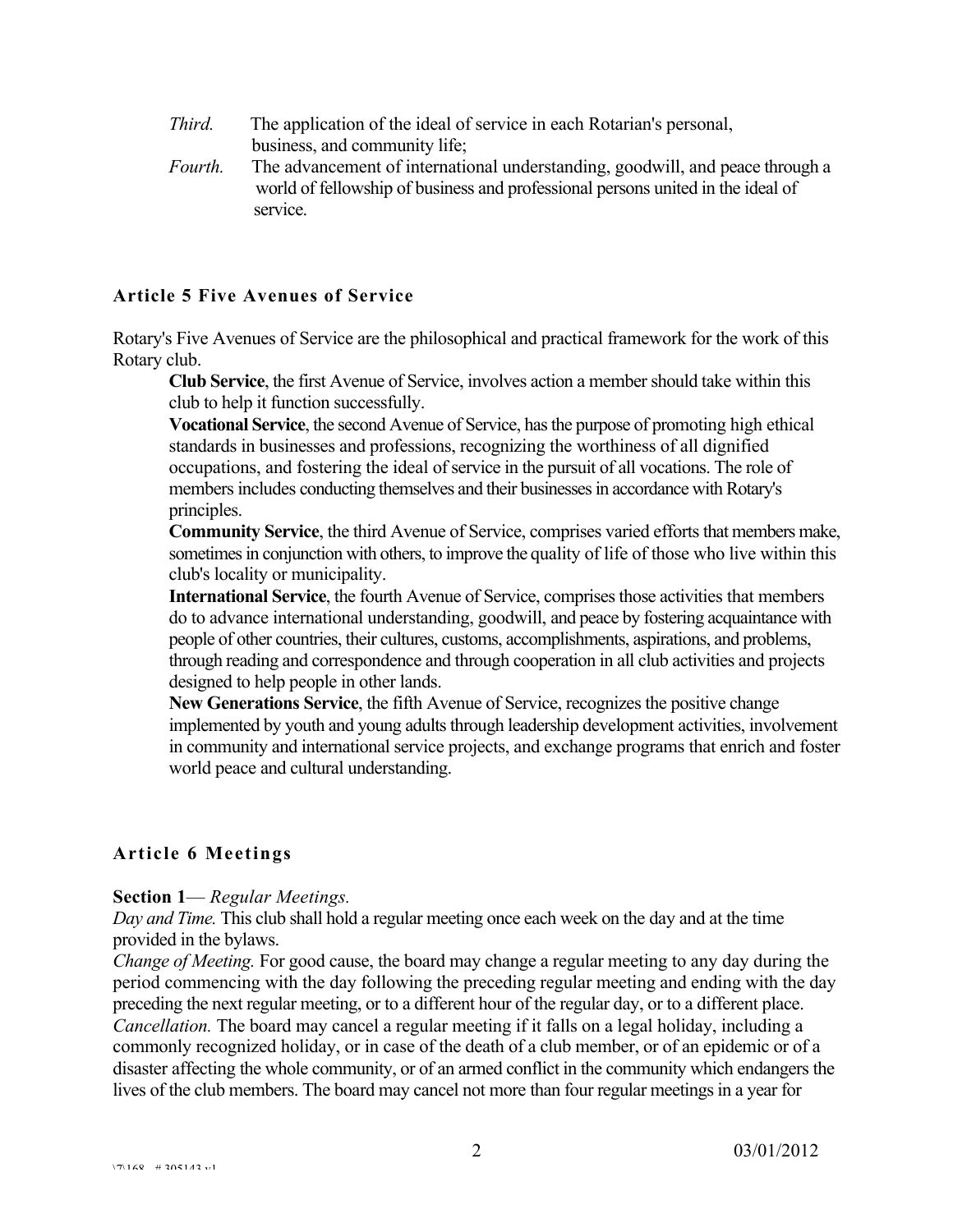*Third.* The application of the ideal of service in each Rotarian's personal, business, and community life;

*Fourth.* The advancement of international understanding, goodwill, and peace through a world of fellowship of business and professional persons united in the ideal of service.

## Article 5 Five Avenues of Service

Rotary's Five Avenues of Service are the philosophical and practical framework for the work of this Rotary club.

**Club Service**, the first Avenue of Service, involves action a member should take within this club to help it function successfully.

**Vocational Service**, the second Avenue of Service, has the purpose of promoting high ethical standards in businesses and professions, recognizing the worthiness of all dignified occupations, and fostering the ideal of service in the pursuit of all vocations. The role of members includes conducting themselves and their businesses in accordance with Rotary's principles.

**Community Service**, the third Avenue of Service, comprises varied efforts that members make, sometimes in conjunction with others, to improve the quality of life of those who live within this club's locality or municipality.

**International Service**, the fourth Avenue of Service, comprises those activities that members do to advance international understanding, goodwill, and peace by fostering acquaintance with people of other countries, their cultures, customs, accomplishments, aspirations, and problems, through reading and correspondence and through cooperation in all club activities and projects designed to help people in other lands.

**New Generations Service**, the fifth Avenue of Service, recognizes the positive change implemented by youth and young adults through leadership development activities, involvement in community and international service projects, and exchange programs that enrich and foster world peace and cultural understanding.

## Article 6 Meetings

**Section 1**— *Regular Meetings.*

*Day and Time.* This club shall hold a regular meeting once each week on the day and at the time provided in the bylaws.

*Change of Meeting.* For good cause, the board may change a regular meeting to any day during the period commencing with the day following the preceding regular meeting and ending with the day preceding the next regular meeting, or to a different hour of the regular day, or to a different place.

*Cancellation.* The board may cancel a regular meeting if it falls on a legal holiday, including a commonly recognized holiday, or in case of the death of a club member, or of an epidemic or of a disaster affecting the whole community, or of an armed conflict in the community which endangers the lives of the club members. The board may cancel not more than four regular meetings in a year for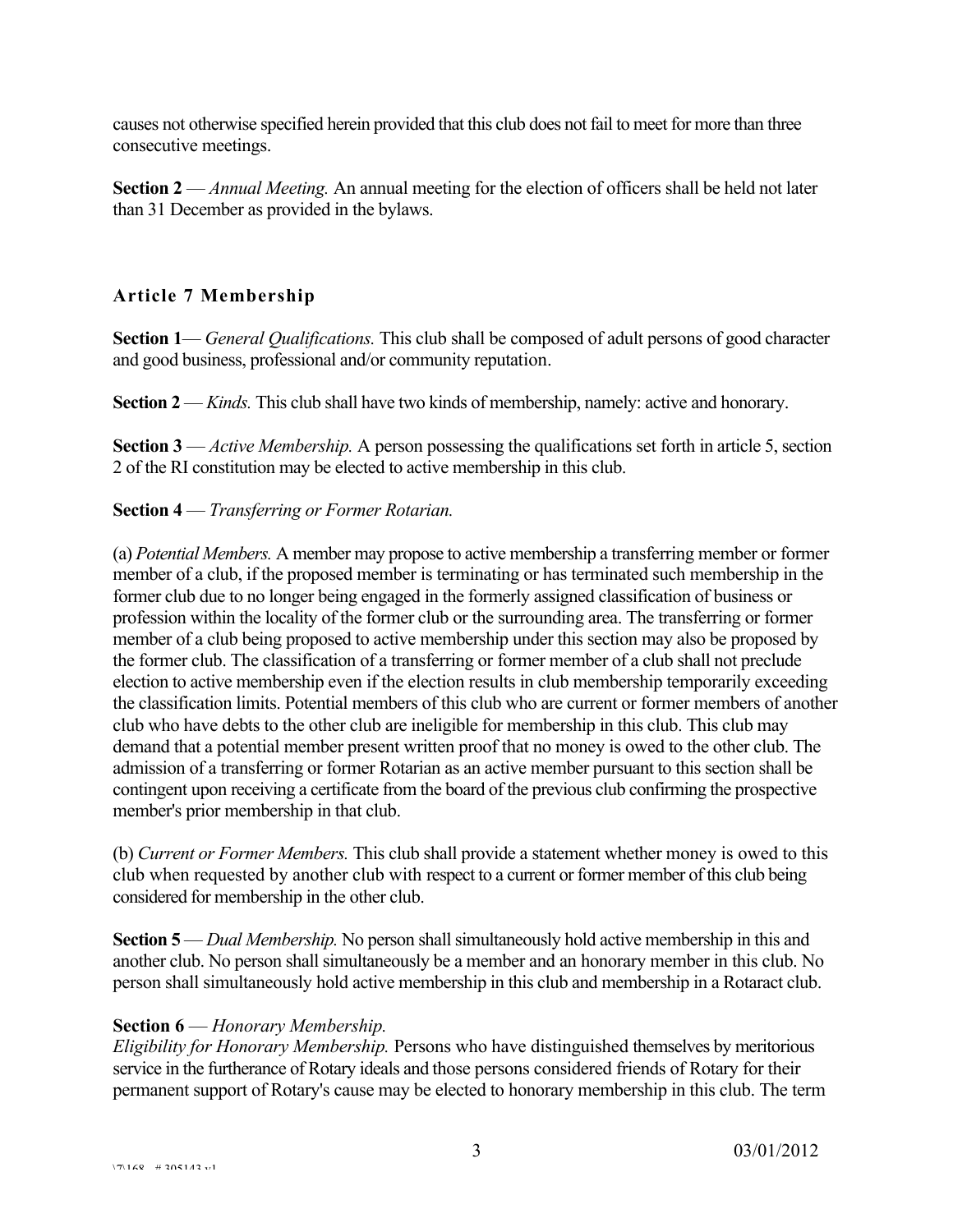causes not otherwise specified herein provided that this club does not fail to meet for more than three consecutive meetings.

**Section 2** — *Annual Meeting.* An annual meeting for the election of officers shall be held not later than 31 December as provided in the bylaws.

### Article 7 Membership

**Section 1**— *General Qualifications.* This club shall be composed of adult persons of good character and good business, professional and/or community reputation.

**Section 2** — *Kinds.* This club shall have two kinds of membership, namely: active and honorary.

**Section 3** — *Active Membership.* A person possessing the qualifications set forth in article 5, section 2 of the RI constitution may be elected to active membership in this club.

**Section 4** — *Transferring or Former Rotarian.*

(a) *Potential Members.* A member may propose to active membership a transferring member or former member of a club, if the proposed member is terminating or has terminated such membership in the former club due to no longer being engaged in the formerly assigned classification of business or profession within the locality of the former club or the surrounding area. The transferring or former member of a club being proposed to active membership under this section may also be proposed by the former club. The classification of a transferring or former member of a club shall not preclude election to active membership even if the election results in club membership temporarily exceeding the classification limits. Potential members of this club who are current or former members of another club who have debts to the other club are ineligible for membership in this club. This club may demand that a potential member present written proof that no money is owed to the other club. The admission of a transferring or former Rotarian as an active member pursuant to this section shall be contingent upon receiving a certificate from the board of the previous club confirming the prospective member's prior membership in that club.

(b) *Current or Former Members.* This club shall provide a statement whether money is owed to this club when requested by another club with respect to a current or former member of this club being considered for membership in the other club.

**Section 5** — *Dual Membership.* No person shall simultaneously hold active membership in this and another club. No person shall simultaneously be a member and an honorary member in this club. No person shall simultaneously hold active membership in this club and membership in a Rotaract club.

**Section 6** — *Honorary Membership.*
*Eligibility for Honorary Membership.* Persons who have distinguished themselves by meritorious service in the furtherance of Rotary ideals and those persons considered friends of Rotary for their permanent support of Rotary's cause may be elected to honorary membership in this club. The term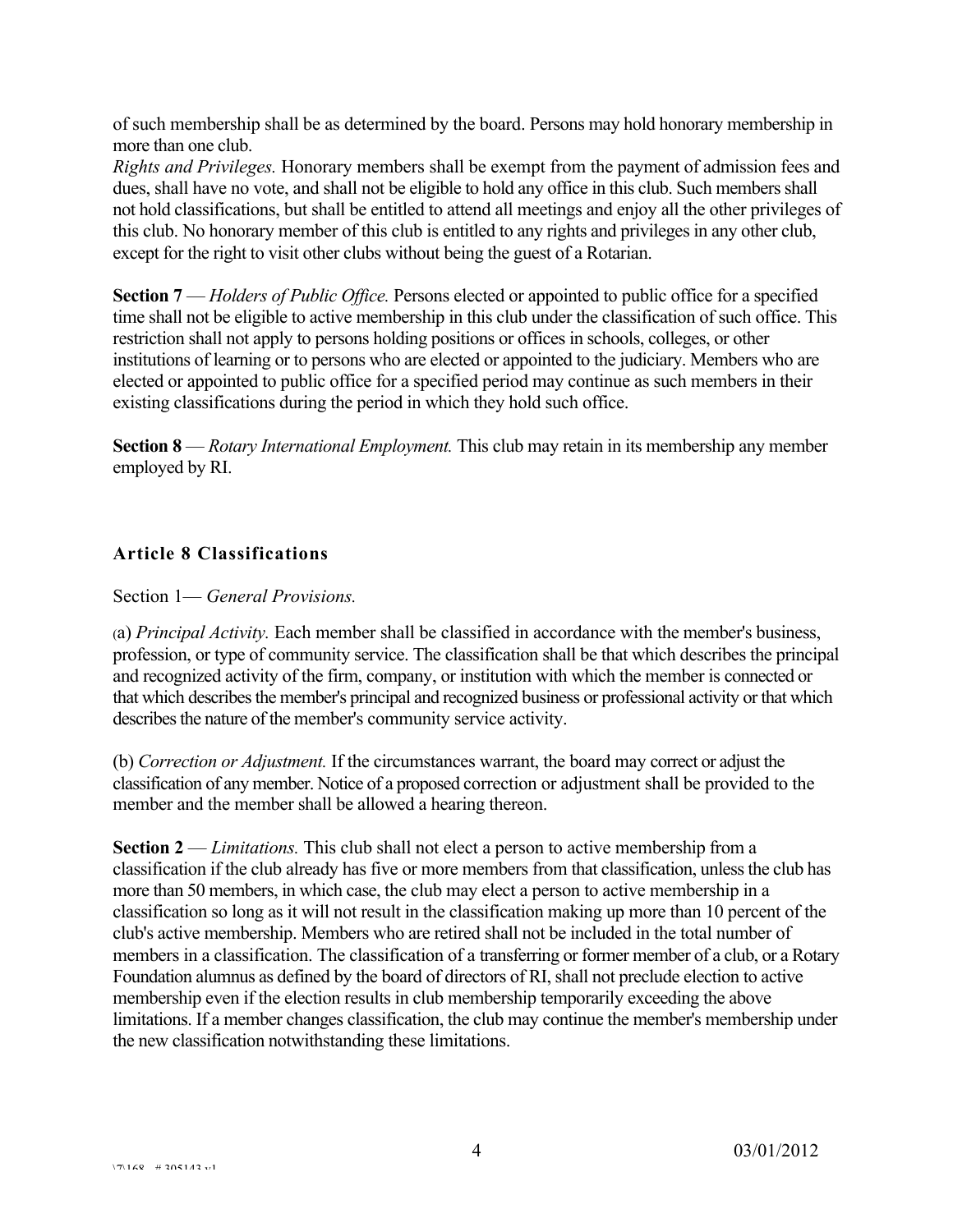of such membership shall be as determined by the board. Persons may hold honorary membership in more than one club.

*Rights and Privileges.* Honorary members shall be exempt from the payment of admission fees and dues, shall have no vote, and shall not be eligible to hold any office in this club. Such members shall not hold classifications, but shall be entitled to attend all meetings and enjoy all the other privileges of this club. No honorary member of this club is entitled to any rights and privileges in any other club, except for the right to visit other clubs without being the guest of a Rotarian.

**Section 7** — *Holders of Public Office.* Persons elected or appointed to public office for a specified time shall not be eligible to active membership in this club under the classification of such office. This restriction shall not apply to persons holding positions or offices in schools, colleges, or other institutions of learning or to persons who are elected or appointed to the judiciary. Members who are elected or appointed to public office for a specified period may continue as such members in their existing classifications during the period in which they hold such office.

**Section 8** — *Rotary International Employment.* This club may retain in its membership any member employed by RI.

### Article 8 Classifications

Section 1— *General Provisions.*

(a) *Principal Activity.* Each member shall be classified in accordance with the member's business, profession, or type of community service. The classification shall be that which describes the principal and recognized activity of the firm, company, or institution with which the member is connected or that which describes the member's principal and recognized business or professional activity or that which describes the nature of the member's community service activity.

(b) *Correction or Adjustment.* If the circumstances warrant, the board may correct or adjust the classification of any member. Notice of a proposed correction or adjustment shall be provided to the member and the member shall be allowed a hearing thereon.

**Section 2** — *Limitations.* This club shall not elect a person to active membership from a classification if the club already has five or more members from that classification, unless the club has more than 50 members, in which case, the club may elect a person to active membership in a classification so long as it will not result in the classification making up more than 10 percent of the club's active membership. Members who are retired shall not be included in the total number of members in a classification. The classification of a transferring or former member of a club, or a Rotary Foundation alumnus as defined by the board of directors of RI, shall not preclude election to active membership even if the election results in club membership temporarily exceeding the above limitations. If a member changes classification, the club may continue the member's membership under the new classification notwithstanding these limitations.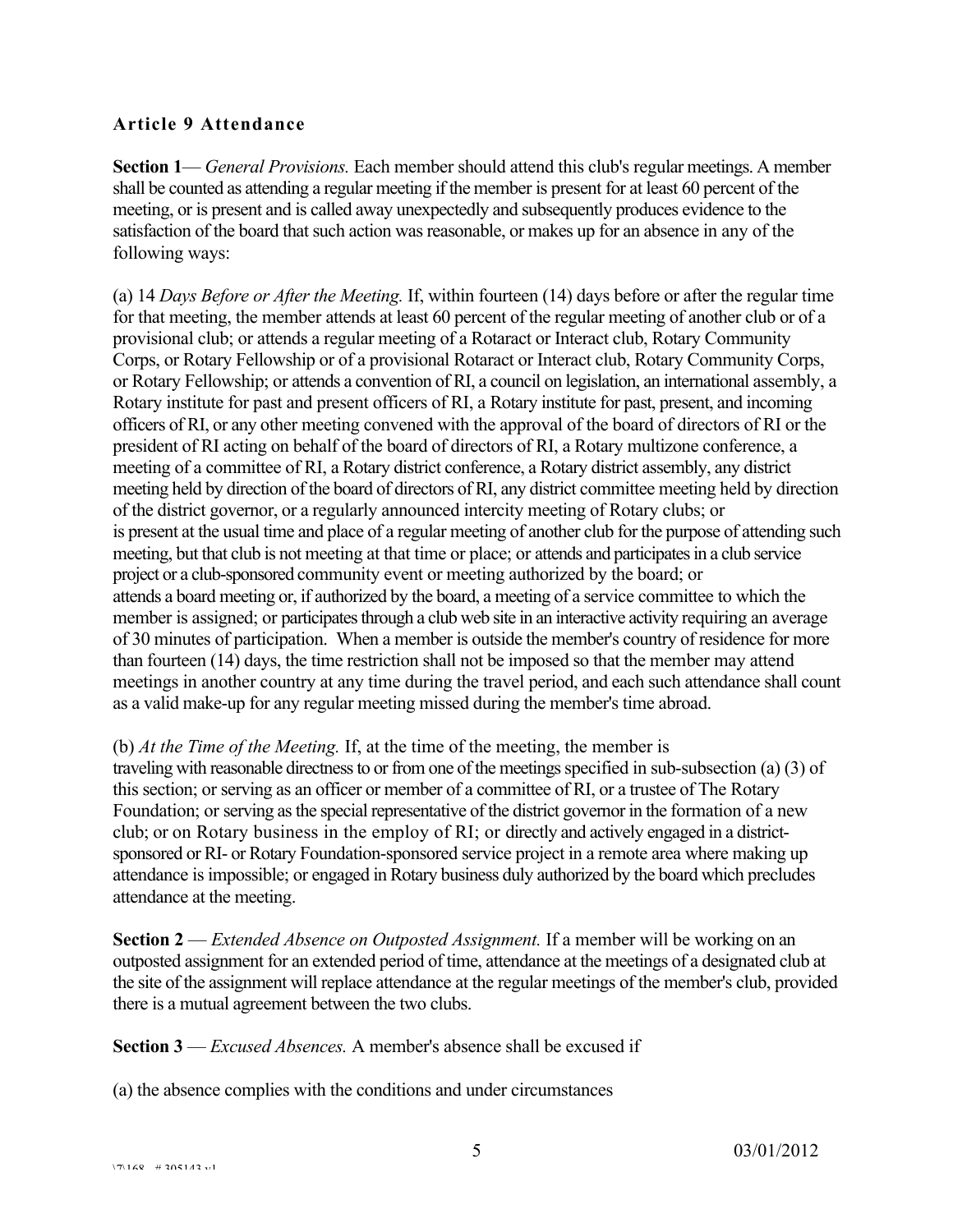### Article 9 Attendance

**Section 1**— *General Provisions.* Each member should attend this club's regular meetings. A member shall be counted as attending a regular meeting if the member is present for at least 60 percent of the meeting, or is present and is called away unexpectedly and subsequently produces evidence to the satisfaction of the board that such action was reasonable, or makes up for an absence in any of the following ways:

(a) 14 *Days Before or After the Meeting.* If, within fourteen (14) days before or after the regular time for that meeting, the member attends at least 60 percent of the regular meeting of another club or of a provisional club; or attends a regular meeting of a Rotaract or Interact club, Rotary Community Corps, or Rotary Fellowship or of a provisional Rotaract or Interact club, Rotary Community Corps, or Rotary Fellowship; or attends a convention of RI, a council on legislation, an international assembly, a Rotary institute for past and present officers of RI, a Rotary institute for past, present, and incoming officers of RI, or any other meeting convened with the approval of the board of directors of RI or the president of RI acting on behalf of the board of directors of RI, a Rotary multizone conference, a meeting of a committee of RI, a Rotary district conference, a Rotary district assembly, any district meeting held by direction of the board of directors of RI, any district committee meeting held by direction of the district governor, or a regularly announced intercity meeting of Rotary clubs; or is present at the usual time and place of a regular meeting of another club for the purpose of attending such meeting, but that club is not meeting at that time or place; or attends and participates in a club service project or a club-sponsored community event or meeting authorized by the board; or attends a board meeting or, if authorized by the board, a meeting of a service committee to which the member is assigned; or participates through a club web site in an interactive activity requiring an average of 30 minutes of participation. When a member is outside the member's country of residence for more than fourteen (14) days, the time restriction shall not be imposed so that the member may attend meetings in another country at any time during the travel period, and each such attendance shall count as a valid make-up for any regular meeting missed during the member's time abroad.

(b) *At the Time of the Meeting.* If, at the time of the meeting, the member is traveling with reasonable directness to or from one of the meetings specified in sub-subsection (a) (3) of this section; or serving as an officer or member of a committee of RI, or a trustee of The Rotary Foundation; or serving as the special representative of the district governor in the formation of a new club; or on Rotary business in the employ of RI; or directly and actively engaged in a district-sponsored or RI- or Rotary Foundation-sponsored service project in a remote area where making up attendance is impossible; or engaged in Rotary business duly authorized by the board which precludes attendance at the meeting.

**Section 2** — *Extended Absence on Outposted Assignment.* If a member will be working on an outposted assignment for an extended period of time, attendance at the meetings of a designated club at the site of the assignment will replace attendance at the regular meetings of the member's club, provided there is a mutual agreement between the two clubs.

**Section 3** — *Excused Absences.* A member's absence shall be excused if

(a) the absence complies with the conditions and under circumstances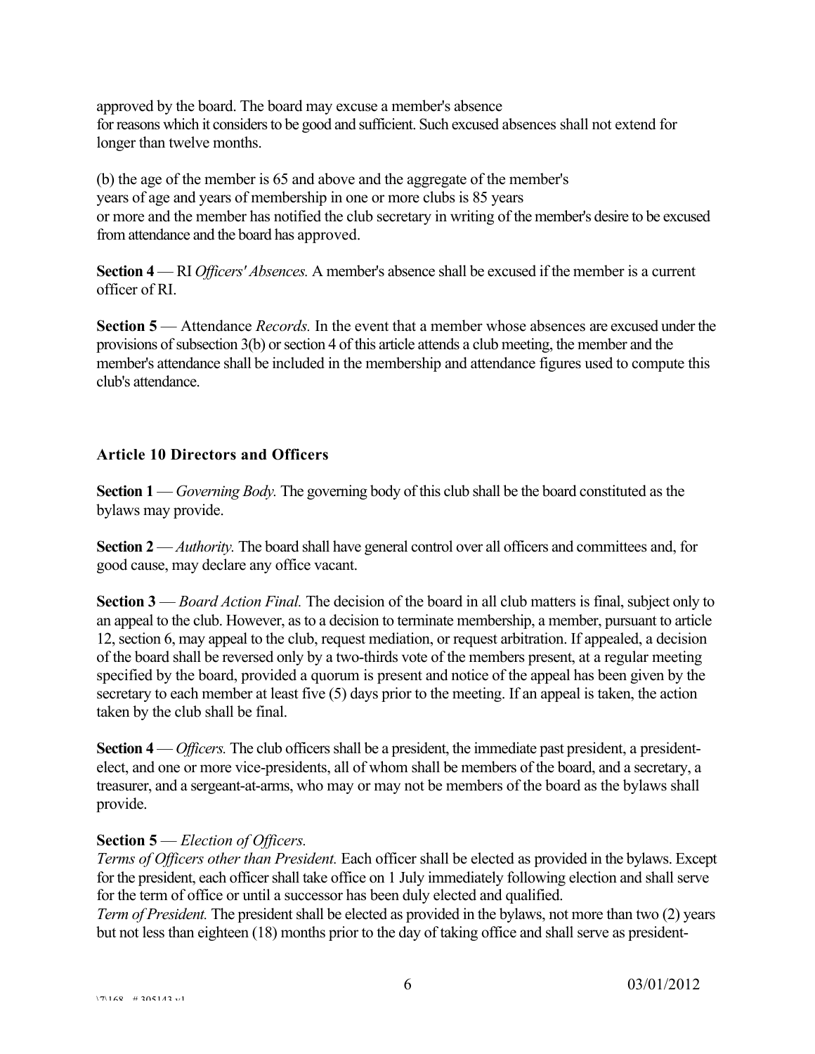approved by the board. The board may excuse a member's absence for reasons which it considers to be good and sufficient. Such excused absences shall not extend for longer than twelve months.

(b) the age of the member is 65 and above and the aggregate of the member's years of age and years of membership in one or more clubs is 85 years or more and the member has notified the club secretary in writing of the member's desire to be excused from attendance and the board has approved.

**Section 4** — RI *Officers' Absences.* A member's absence shall be excused if the member is a current officer of RI.

**Section 5** — Attendance *Records.* In the event that a member whose absences are excused under the provisions of subsection 3(b) or section 4 of this article attends a club meeting, the member and the member's attendance shall be included in the membership and attendance figures used to compute this club's attendance.

### Article 10 Directors and Officers

**Section 1** — *Governing Body.* The governing body of this club shall be the board constituted as the bylaws may provide.

**Section 2** — *Authority.* The board shall have general control over all officers and committees and, for good cause, may declare any office vacant.

**Section 3** — *Board Action Final.* The decision of the board in all club matters is final, subject only to an appeal to the club. However, as to a decision to terminate membership, a member, pursuant to article 12, section 6, may appeal to the club, request mediation, or request arbitration. If appealed, a decision of the board shall be reversed only by a two-thirds vote of the members present, at a regular meeting specified by the board, provided a quorum is present and notice of the appeal has been given by the secretary to each member at least five (5) days prior to the meeting. If an appeal is taken, the action taken by the club shall be final.

**Section 4** — *Officers.* The club officers shall be a president, the immediate past president, a president-elect, and one or more vice-presidents, all of whom shall be members of the board, and a secretary, a treasurer, and a sergeant-at-arms, who may or may not be members of the board as the bylaws shall provide.

**Section 5** — *Election of Officers.*
*Terms of Officers other than President.* Each officer shall be elected as provided in the bylaws. Except for the president, each officer shall take office on 1 July immediately following election and shall serve for the term of office or until a successor has been duly elected and qualified.
*Term of President.* The president shall be elected as provided in the bylaws, not more than two (2) years but not less than eighteen (18) months prior to the day of taking office and shall serve as president-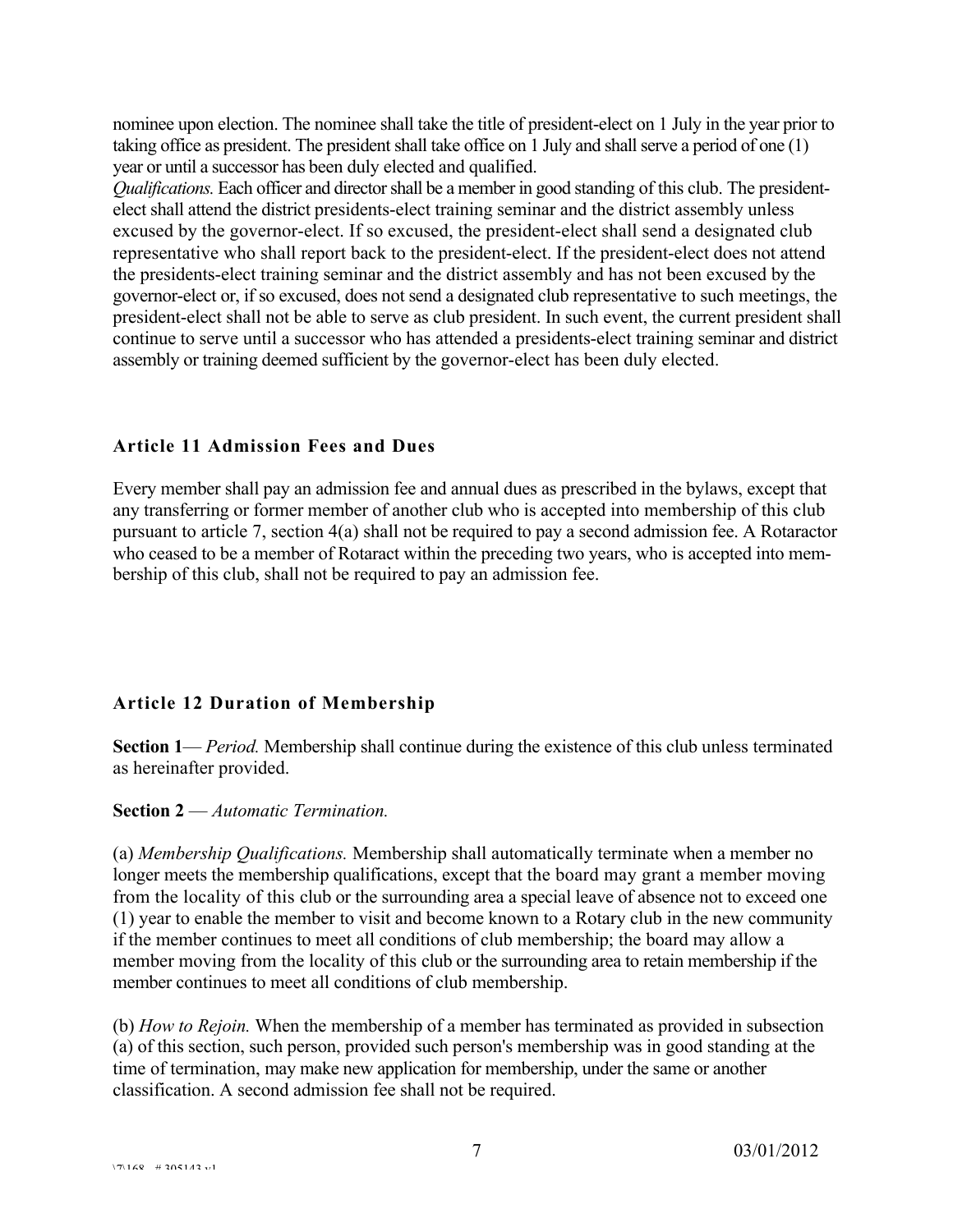nominee upon election. The nominee shall take the title of president-elect on 1 July in the year prior to taking office as president. The president shall take office on 1 July and shall serve a period of one (1) year or until a successor has been duly elected and qualified.

*Qualifications.* Each officer and director shall be a member in good standing of this club. The president-elect shall attend the district presidents-elect training seminar and the district assembly unless excused by the governor-elect. If so excused, the president-elect shall send a designated club representative who shall report back to the president-elect. If the president-elect does not attend the presidents-elect training seminar and the district assembly and has not been excused by the governor-elect or, if so excused, does not send a designated club representative to such meetings, the president-elect shall not be able to serve as club president. In such event, the current president shall continue to serve until a successor who has attended a presidents-elect training seminar and district assembly or training deemed sufficient by the governor-elect has been duly elected.

### Article 11 Admission Fees and Dues

Every member shall pay an admission fee and annual dues as prescribed in the bylaws, except that any transferring or former member of another club who is accepted into membership of this club pursuant to article 7, section 4(a) shall not be required to pay a second admission fee. A Rotaractor who ceased to be a member of Rotaract within the preceding two years, who is accepted into membership of this club, shall not be required to pay an admission fee.

### Article 12 Duration of Membership

**Section 1**— *Period.* Membership shall continue during the existence of this club unless terminated as hereinafter provided.

**Section 2** — *Automatic Termination.*

(a) *Membership Qualifications.* Membership shall automatically terminate when a member no longer meets the membership qualifications, except that the board may grant a member moving from the locality of this club or the surrounding area a special leave of absence not to exceed one (1) year to enable the member to visit and become known to a Rotary club in the new community if the member continues to meet all conditions of club membership; the board may allow a member moving from the locality of this club or the surrounding area to retain membership if the member continues to meet all conditions of club membership.

(b) *How to Rejoin.* When the membership of a member has terminated as provided in subsection (a) of this section, such person, provided such person's membership was in good standing at the time of termination, may make new application for membership, under the same or another classification. A second admission fee shall not be required.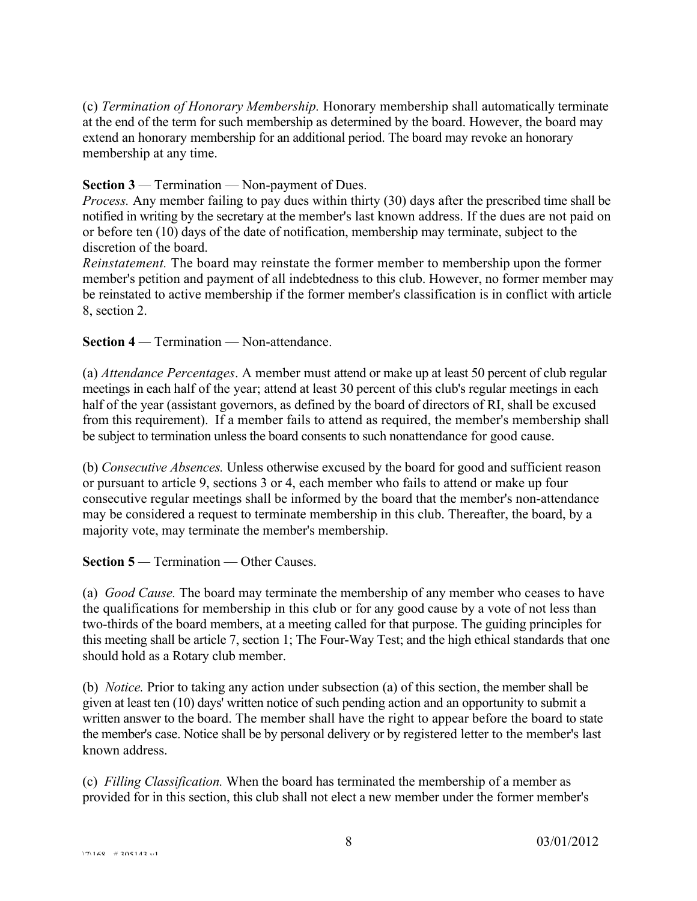(c) *Termination of Honorary Membership.* Honorary membership shall automatically terminate at the end of the term for such membership as determined by the board. However, the board may extend an honorary membership for an additional period. The board may revoke an honorary membership at any time.

**Section 3** — Termination — Non-payment of Dues.
*Process.* Any member failing to pay dues within thirty (30) days after the prescribed time shall be notified in writing by the secretary at the member's last known address. If the dues are not paid on or before ten (10) days of the date of notification, membership may terminate, subject to the discretion of the board.
*Reinstatement.* The board may reinstate the former member to membership upon the former member's petition and payment of all indebtedness to this club. However, no former member may be reinstated to active membership if the former member's classification is in conflict with article 8, section 2.

**Section 4** — Termination — Non-attendance.

(a) *Attendance Percentages*. A member must attend or make up at least 50 percent of club regular meetings in each half of the year; attend at least 30 percent of this club's regular meetings in each half of the year (assistant governors, as defined by the board of directors of RI, shall be excused from this requirement). If a member fails to attend as required, the member's membership shall be subject to termination unless the board consents to such nonattendance for good cause.

(b) *Consecutive Absences.* Unless otherwise excused by the board for good and sufficient reason or pursuant to article 9, sections 3 or 4, each member who fails to attend or make up four consecutive regular meetings shall be informed by the board that the member's non-attendance may be considered a request to terminate membership in this club. Thereafter, the board, by a majority vote, may terminate the member's membership.

**Section 5** — Termination — Other Causes.

(a) *Good Cause.* The board may terminate the membership of any member who ceases to have the qualifications for membership in this club or for any good cause by a vote of not less than two-thirds of the board members, at a meeting called for that purpose. The guiding principles for this meeting shall be article 7, section 1; The Four-Way Test; and the high ethical standards that one should hold as a Rotary club member.

(b) *Notice.* Prior to taking any action under subsection (a) of this section, the member shall be given at least ten (10) days' written notice of such pending action and an opportunity to submit a written answer to the board. The member shall have the right to appear before the board to state the member's case. Notice shall be by personal delivery or by registered letter to the member's last known address.

(c) *Filling Classification.* When the board has terminated the membership of a member as provided for in this section, this club shall not elect a new member under the former member's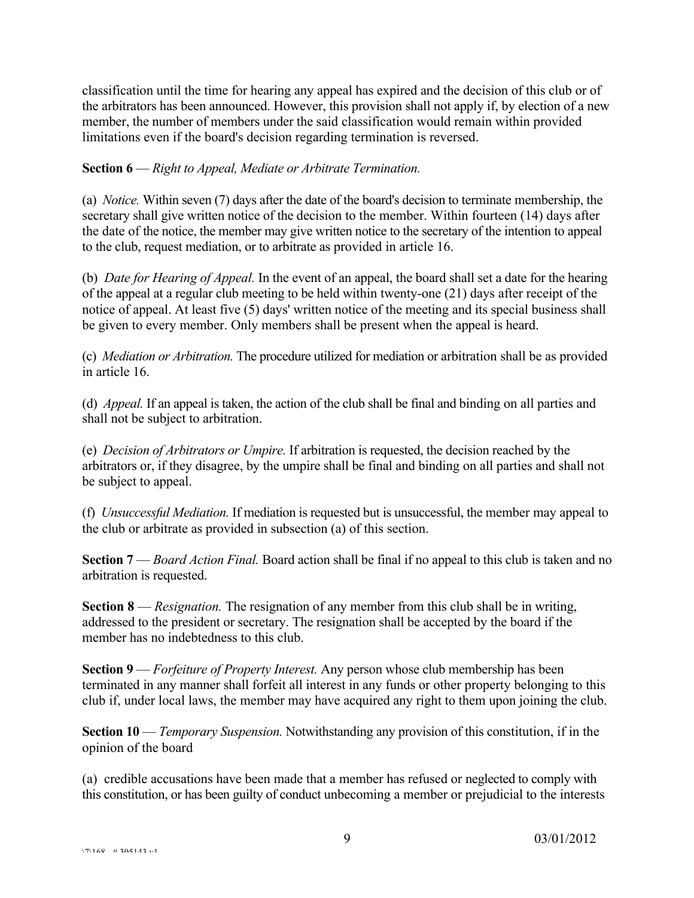classification until the time for hearing any appeal has expired and the decision of this club or of the arbitrators has been announced. However, this provision shall not apply if, by election of a new member, the number of members under the said classification would remain within provided limitations even if the board's decision regarding termination is reversed.

**Section 6** — *Right to Appeal, Mediate or Arbitrate Termination.*

(a) *Notice.* Within seven (7) days after the date of the board's decision to terminate membership, the secretary shall give written notice of the decision to the member. Within fourteen (14) days after the date of the notice, the member may give written notice to the secretary of the intention to appeal to the club, request mediation, or to arbitrate as provided in article 16.

(b) *Date for Hearing of Appeal.* In the event of an appeal, the board shall set a date for the hearing of the appeal at a regular club meeting to be held within twenty-one (21) days after receipt of the notice of appeal. At least five (5) days' written notice of the meeting and its special business shall be given to every member. Only members shall be present when the appeal is heard.

(c) *Mediation or Arbitration.* The procedure utilized for mediation or arbitration shall be as provided in article 16.

(d) *Appeal.* If an appeal is taken, the action of the club shall be final and binding on all parties and shall not be subject to arbitration.

(e) *Decision of Arbitrators or Umpire.* If arbitration is requested, the decision reached by the arbitrators or, if they disagree, by the umpire shall be final and binding on all parties and shall not be subject to appeal.

(f) *Unsuccessful Mediation.* If mediation is requested but is unsuccessful, the member may appeal to the club or arbitrate as provided in subsection (a) of this section.

**Section 7** — *Board Action Final.* Board action shall be final if no appeal to this club is taken and no arbitration is requested.

**Section 8** — *Resignation.* The resignation of any member from this club shall be in writing, addressed to the president or secretary. The resignation shall be accepted by the board if the member has no indebtedness to this club.

**Section 9** — *Forfeiture of Property Interest.* Any person whose club membership has been terminated in any manner shall forfeit all interest in any funds or other property belonging to this club if, under local laws, the member may have acquired any right to them upon joining the club.

**Section 10** — *Temporary Suspension.* Notwithstanding any provision of this constitution, if in the opinion of the board

(a) credible accusations have been made that a member has refused or neglected to comply with this constitution, or has been guilty of conduct unbecoming a member or prejudicial to the interests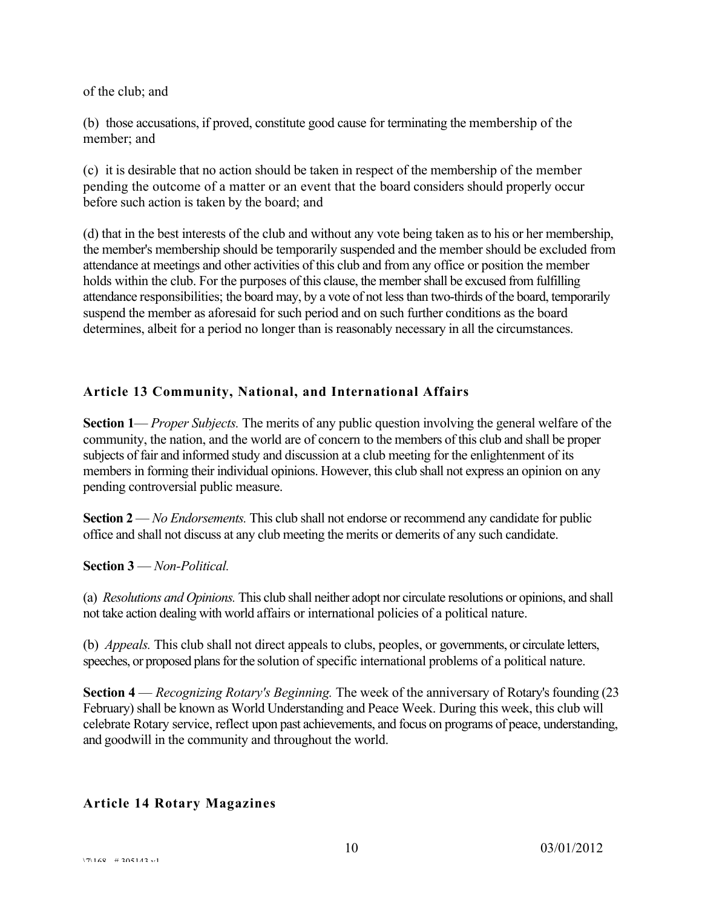of the club; and

(b) those accusations, if proved, constitute good cause for terminating the membership of the member; and

(c) it is desirable that no action should be taken in respect of the membership of the member pending the outcome of a matter or an event that the board considers should properly occur before such action is taken by the board; and

(d) that in the best interests of the club and without any vote being taken as to his or her membership, the member's membership should be temporarily suspended and the member should be excluded from attendance at meetings and other activities of this club and from any office or position the member holds within the club. For the purposes of this clause, the member shall be excused from fulfilling attendance responsibilities; the board may, by a vote of not less than two-thirds of the board, temporarily suspend the member as aforesaid for such period and on such further conditions as the board determines, albeit for a period no longer than is reasonably necessary in all the circumstances.

## Article 13 Community, National, and International Affairs

**Section 1**— *Proper Subjects.* The merits of any public question involving the general welfare of the community, the nation, and the world are of concern to the members of this club and shall be proper subjects of fair and informed study and discussion at a club meeting for the enlightenment of its members in forming their individual opinions. However, this club shall not express an opinion on any pending controversial public measure.

**Section 2** — *No Endorsements.* This club shall not endorse or recommend any candidate for public office and shall not discuss at any club meeting the merits or demerits of any such candidate.

**Section 3** — *Non-Political.*

(a) *Resolutions and Opinions.* This club shall neither adopt nor circulate resolutions or opinions, and shall not take action dealing with world affairs or international policies of a political nature.

(b) *Appeals.* This club shall not direct appeals to clubs, peoples, or governments, or circulate letters, speeches, or proposed plans for the solution of specific international problems of a political nature.

**Section 4** — *Recognizing Rotary's Beginning.* The week of the anniversary of Rotary's founding (23 February) shall be known as World Understanding and Peace Week. During this week, this club will celebrate Rotary service, reflect upon past achievements, and focus on programs of peace, understanding, and goodwill in the community and throughout the world.

## Article 14 Rotary Magazines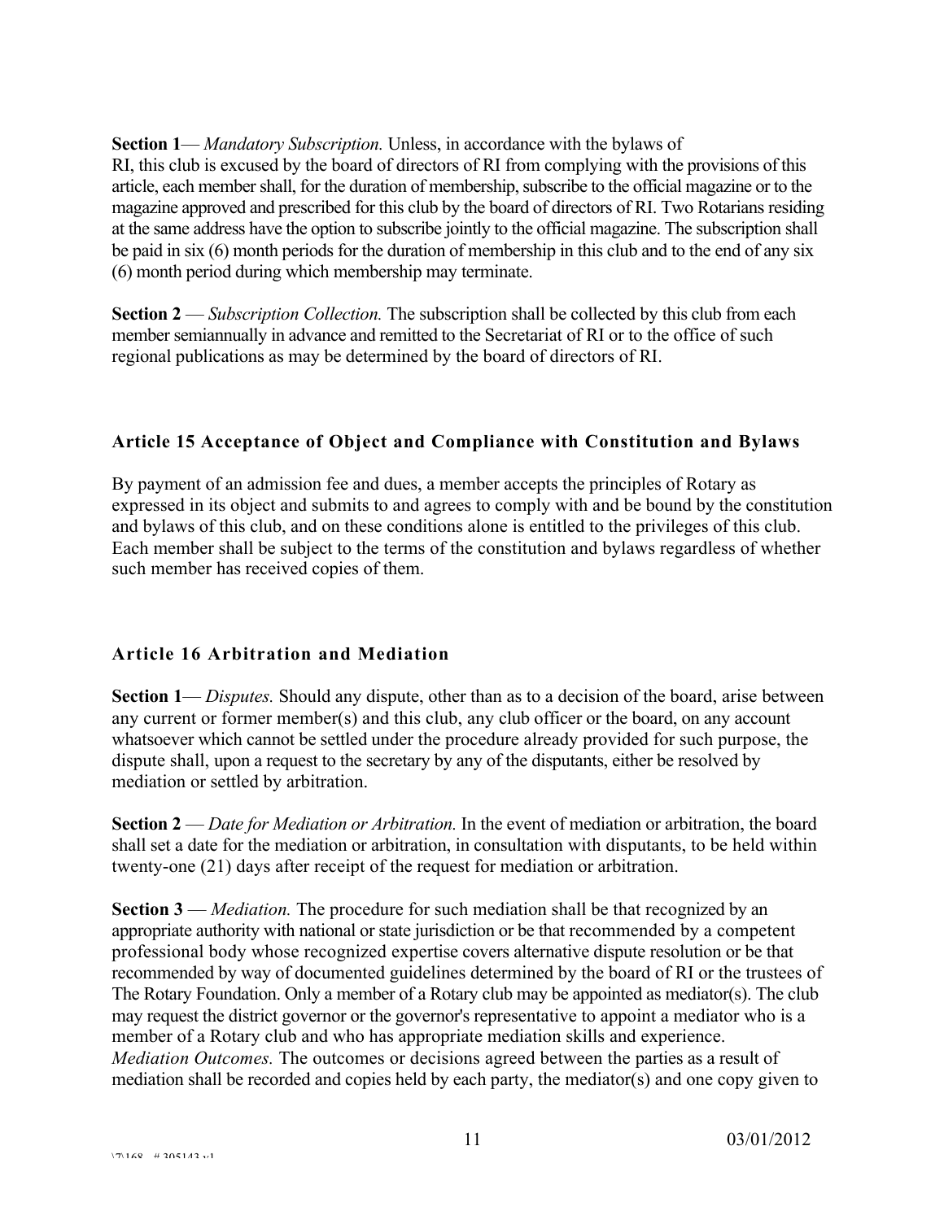**Section 1**— *Mandatory Subscription.* Unless, in accordance with the bylaws of RI, this club is excused by the board of directors of RI from complying with the provisions of this article, each member shall, for the duration of membership, subscribe to the official magazine or to the magazine approved and prescribed for this club by the board of directors of RI. Two Rotarians residing at the same address have the option to subscribe jointly to the official magazine. The subscription shall be paid in six (6) month periods for the duration of membership in this club and to the end of any six (6) month period during which membership may terminate.

**Section 2** — *Subscription Collection.* The subscription shall be collected by this club from each member semiannually in advance and remitted to the Secretariat of RI or to the office of such regional publications as may be determined by the board of directors of RI.

## Article 15 Acceptance of Object and Compliance with Constitution and Bylaws

By payment of an admission fee and dues, a member accepts the principles of Rotary as expressed in its object and submits to and agrees to comply with and be bound by the constitution and bylaws of this club, and on these conditions alone is entitled to the privileges of this club. Each member shall be subject to the terms of the constitution and bylaws regardless of whether such member has received copies of them.

## Article 16 Arbitration and Mediation

**Section 1**— *Disputes.* Should any dispute, other than as to a decision of the board, arise between any current or former member(s) and this club, any club officer or the board, on any account whatsoever which cannot be settled under the procedure already provided for such purpose, the dispute shall, upon a request to the secretary by any of the disputants, either be resolved by mediation or settled by arbitration.

**Section 2** — *Date for Mediation or Arbitration.* In the event of mediation or arbitration, the board shall set a date for the mediation or arbitration, in consultation with disputants, to be held within twenty-one (21) days after receipt of the request for mediation or arbitration.

**Section 3** — *Mediation.* The procedure for such mediation shall be that recognized by an appropriate authority with national or state jurisdiction or be that recommended by a competent professional body whose recognized expertise covers alternative dispute resolution or be that recommended by way of documented guidelines determined by the board of RI or the trustees of The Rotary Foundation. Only a member of a Rotary club may be appointed as mediator(s). The club may request the district governor or the governor's representative to appoint a mediator who is a member of a Rotary club and who has appropriate mediation skills and experience.
*Mediation Outcomes.* The outcomes or decisions agreed between the parties as a result of mediation shall be recorded and copies held by each party, the mediator(s) and one copy given to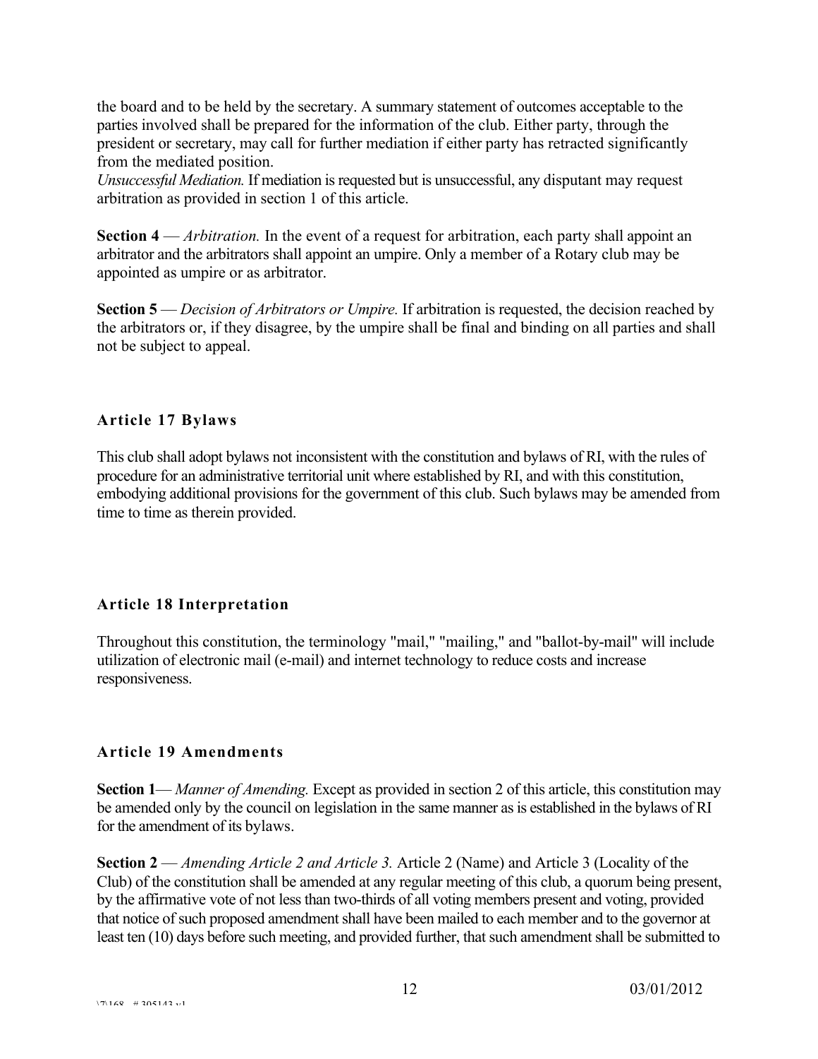the board and to be held by the secretary. A summary statement of outcomes acceptable to the parties involved shall be prepared for the information of the club. Either party, through the president or secretary, may call for further mediation if either party has retracted significantly from the mediated position.

*Unsuccessful Mediation.* If mediation is requested but is unsuccessful, any disputant may request arbitration as provided in section 1 of this article.

**Section 4** — *Arbitration.* In the event of a request for arbitration, each party shall appoint an arbitrator and the arbitrators shall appoint an umpire. Only a member of a Rotary club may be appointed as umpire or as arbitrator.

**Section 5** — *Decision of Arbitrators or Umpire.* If arbitration is requested, the decision reached by the arbitrators or, if they disagree, by the umpire shall be final and binding on all parties and shall not be subject to appeal.

### Article 17 Bylaws

This club shall adopt bylaws not inconsistent with the constitution and bylaws of RI, with the rules of procedure for an administrative territorial unit where established by RI, and with this constitution, embodying additional provisions for the government of this club. Such bylaws may be amended from time to time as therein provided.

### Article 18 Interpretation

Throughout this constitution, the terminology "mail," "mailing," and "ballot-by-mail" will include utilization of electronic mail (e-mail) and internet technology to reduce costs and increase responsiveness.

### Article 19 Amendments

**Section 1**— *Manner of Amending.* Except as provided in section 2 of this article, this constitution may be amended only by the council on legislation in the same manner as is established in the bylaws of RI for the amendment of its bylaws.

**Section 2** — *Amending Article 2 and Article 3.* Article 2 (Name) and Article 3 (Locality of the Club) of the constitution shall be amended at any regular meeting of this club, a quorum being present, by the affirmative vote of not less than two-thirds of all voting members present and voting, provided that notice of such proposed amendment shall have been mailed to each member and to the governor at least ten (10) days before such meeting, and provided further, that such amendment shall be submitted to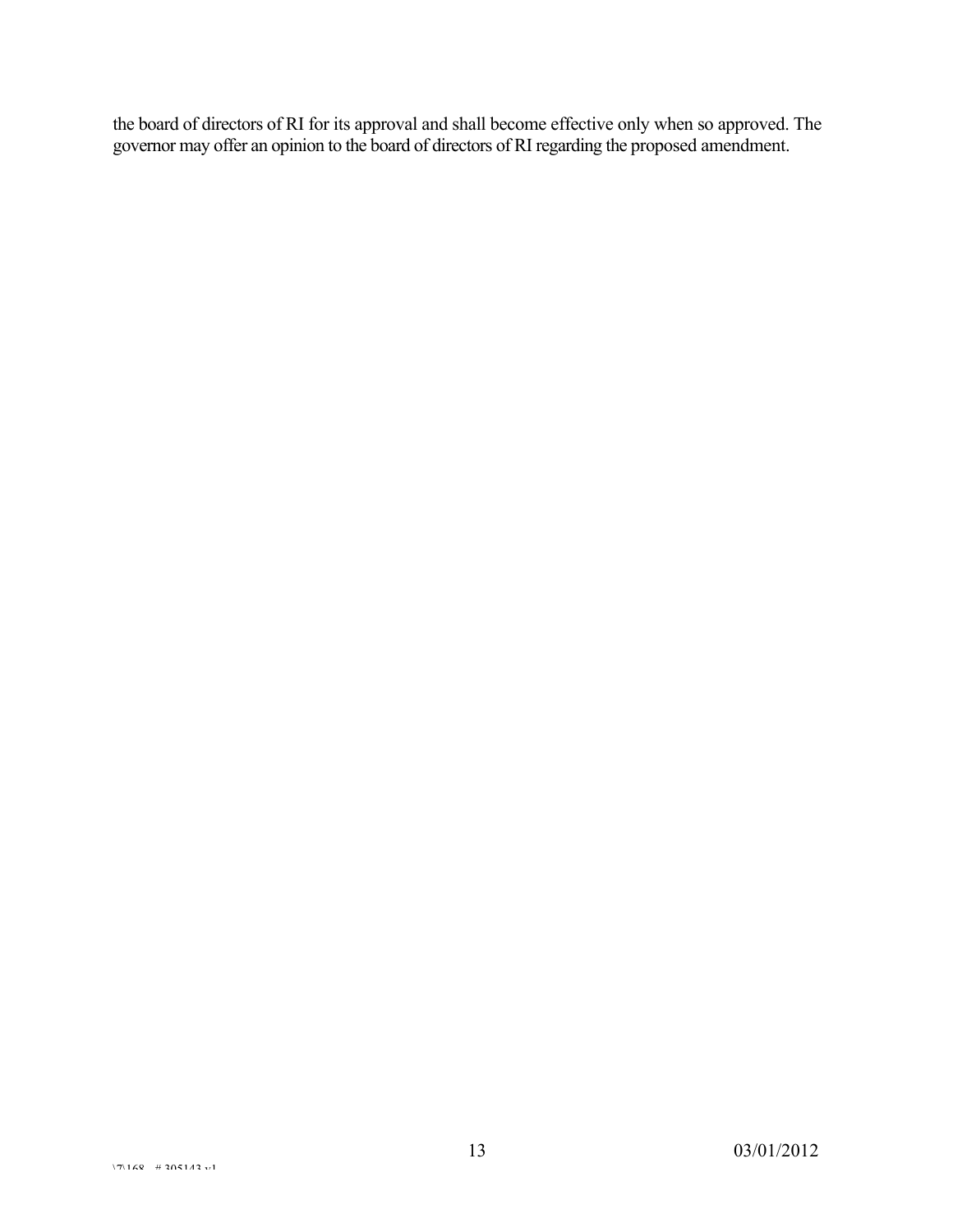the board of directors of RI for its approval and shall become effective only when so approved. The governor may offer an opinion to the board of directors of RI regarding the proposed amendment.